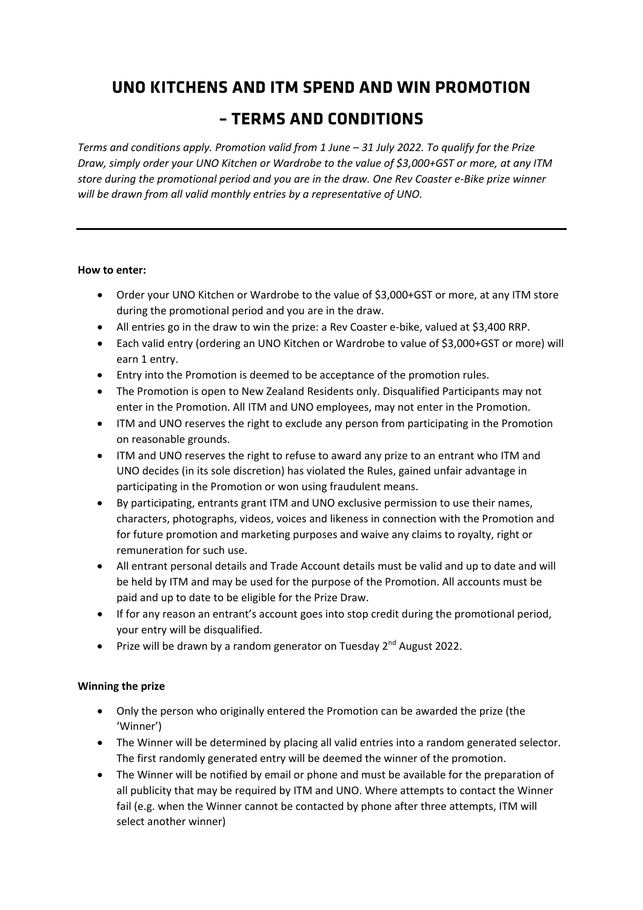# UNO KITCHENS AND ITM SPEND AND WIN PROMOTION

# – TERMS AND CONDITIONS

*Terms and conditions apply. Promotion valid from 1 June – 31 July 2022. To qualify for the Prize Draw, simply order your UNO Kitchen or Wardrobe to the value of $3,000+GST or more, at any ITM store during the promotional period and you are in the draw. One Rev Coaster e-Bike prize winner will be drawn from all valid monthly entries by a representative of UNO.*

---

**How to enter:**

- Order your UNO Kitchen or Wardrobe to the value of $3,000+GST or more, at any ITM store during the promotional period and you are in the draw.
- All entries go in the draw to win the prize: a Rev Coaster e-bike, valued at $3,400 RRP.
- Each valid entry (ordering an UNO Kitchen or Wardrobe to value of $3,000+GST or more) will earn 1 entry.
- Entry into the Promotion is deemed to be acceptance of the promotion rules.
- The Promotion is open to New Zealand Residents only. Disqualified Participants may not enter in the Promotion. All ITM and UNO employees, may not enter in the Promotion.
- ITM and UNO reserves the right to exclude any person from participating in the Promotion on reasonable grounds.
- ITM and UNO reserves the right to refuse to award any prize to an entrant who ITM and UNO decides (in its sole discretion) has violated the Rules, gained unfair advantage in participating in the Promotion or won using fraudulent means.
- By participating, entrants grant ITM and UNO exclusive permission to use their names, characters, photographs, videos, voices and likeness in connection with the Promotion and for future promotion and marketing purposes and waive any claims to royalty, right or remuneration for such use.
- All entrant personal details and Trade Account details must be valid and up to date and will be held by ITM and may be used for the purpose of the Promotion. All accounts must be paid and up to date to be eligible for the Prize Draw.
- If for any reason an entrant's account goes into stop credit during the promotional period, your entry will be disqualified.
- Prize will be drawn by a random generator on Tuesday 2nd August 2022.

**Winning the prize**

- Only the person who originally entered the Promotion can be awarded the prize (the 'Winner')
- The Winner will be determined by placing all valid entries into a random generated selector. The first randomly generated entry will be deemed the winner of the promotion.
- The Winner will be notified by email or phone and must be available for the preparation of all publicity that may be required by ITM and UNO. Where attempts to contact the Winner fail (e.g. when the Winner cannot be contacted by phone after three attempts, ITM will select another winner)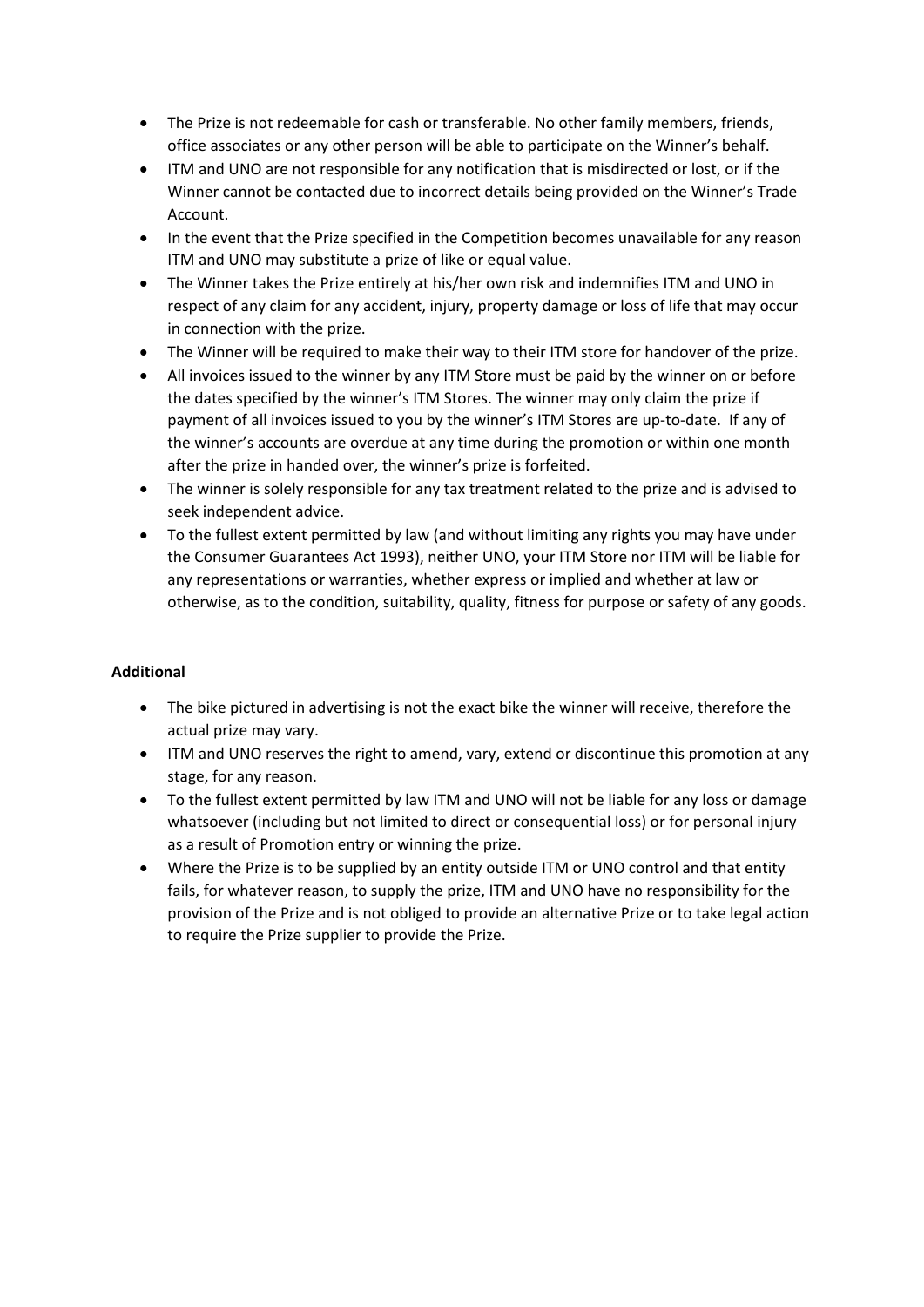- The Prize is not redeemable for cash or transferable. No other family members, friends, office associates or any other person will be able to participate on the Winner's behalf.
- ITM and UNO are not responsible for any notification that is misdirected or lost, or if the Winner cannot be contacted due to incorrect details being provided on the Winner's Trade Account.
- In the event that the Prize specified in the Competition becomes unavailable for any reason ITM and UNO may substitute a prize of like or equal value.
- The Winner takes the Prize entirely at his/her own risk and indemnifies ITM and UNO in respect of any claim for any accident, injury, property damage or loss of life that may occur in connection with the prize.
- The Winner will be required to make their way to their ITM store for handover of the prize.
- All invoices issued to the winner by any ITM Store must be paid by the winner on or before the dates specified by the winner's ITM Stores. The winner may only claim the prize if payment of all invoices issued to you by the winner's ITM Stores are up-to-date. If any of the winner's accounts are overdue at any time during the promotion or within one month after the prize in handed over, the winner's prize is forfeited.
- The winner is solely responsible for any tax treatment related to the prize and is advised to seek independent advice.
- To the fullest extent permitted by law (and without limiting any rights you may have under the Consumer Guarantees Act 1993), neither UNO, your ITM Store nor ITM will be liable for any representations or warranties, whether express or implied and whether at law or otherwise, as to the condition, suitability, quality, fitness for purpose or safety of any goods.

**Additional**

- The bike pictured in advertising is not the exact bike the winner will receive, therefore the actual prize may vary.
- ITM and UNO reserves the right to amend, vary, extend or discontinue this promotion at any stage, for any reason.
- To the fullest extent permitted by law ITM and UNO will not be liable for any loss or damage whatsoever (including but not limited to direct or consequential loss) or for personal injury as a result of Promotion entry or winning the prize.
- Where the Prize is to be supplied by an entity outside ITM or UNO control and that entity fails, for whatever reason, to supply the prize, ITM and UNO have no responsibility for the provision of the Prize and is not obliged to provide an alternative Prize or to take legal action to require the Prize supplier to provide the Prize.